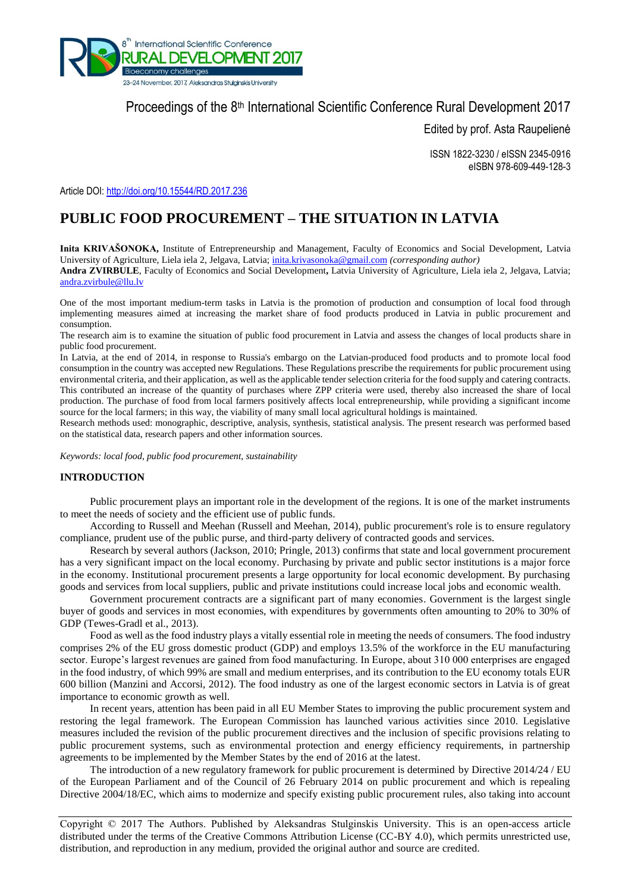Proceedings of the 8th International Scientific Conference Rural Development 2017

Edited by prof. Asta Raupelienė

ISSN 1822-3230 / eISSN 2345-0916
eISBN 978-609-449-128-3

Article DOI: http://doi.org/10.15544/RD.2017.236

# PUBLIC FOOD PROCUREMENT – THE SITUATION IN LATVIA

**Inita KRIVAŠONOKA,** Institute of Entrepreneurship and Management, Faculty of Economics and Social Development, Latvia University of Agriculture, Liela iela 2, Jelgava, Latvia; inita.krivasonoka@gmail.com *(corresponding author)*
**Andra ZVIRBULE**, Faculty of Economics and Social Development**,** Latvia University of Agriculture, Liela iela 2, Jelgava, Latvia; andra.zvirbule@llu.lv

One of the most important medium-term tasks in Latvia is the promotion of production and consumption of local food through implementing measures aimed at increasing the market share of food products produced in Latvia in public procurement and consumption.

The research aim is to examine the situation of public food procurement in Latvia and assess the changes of local products share in public food procurement.

In Latvia, at the end of 2014, in response to Russia's embargo on the Latvian-produced food products and to promote local food consumption in the country was accepted new Regulations. These Regulations prescribe the requirements for public procurement using environmental criteria, and their application, as well as the applicable tender selection criteria for the food supply and catering contracts. This contributed an increase of the quantity of purchases where ZPP criteria were used, thereby also increased the share of local production. The purchase of food from local farmers positively affects local entrepreneurship, while providing a significant income source for the local farmers; in this way, the viability of many small local agricultural holdings is maintained.

Research methods used: monographic, descriptive, analysis, synthesis, statistical analysis. The present research was performed based on the statistical data, research papers and other information sources.

*Keywords: local food, public food procurement, sustainability*

## INTRODUCTION

Public procurement plays an important role in the development of the regions. It is one of the market instruments to meet the needs of society and the efficient use of public funds.

According to Russell and Meehan (Russell and Meehan, 2014), public procurement's role is to ensure regulatory compliance, prudent use of the public purse, and third-party delivery of contracted goods and services.

Research by several authors (Jackson, 2010; Pringle, 2013) confirms that state and local government procurement has a very significant impact on the local economy. Purchasing by private and public sector institutions is a major force in the economy. Institutional procurement presents a large opportunity for local economic development. By purchasing goods and services from local suppliers, public and private institutions could increase local jobs and economic wealth.

Government procurement contracts are a significant part of many economies. Government is the largest single buyer of goods and services in most economies, with expenditures by governments often amounting to 20% to 30% of GDP (Tewes-Gradl et al., 2013).

Food as well as the food industry plays a vitally essential role in meeting the needs of consumers. The food industry comprises 2% of the EU gross domestic product (GDP) and employs 13.5% of the workforce in the EU manufacturing sector. Europe's largest revenues are gained from food manufacturing. In Europe, about 310 000 enterprises are engaged in the food industry, of which 99% are small and medium enterprises, and its contribution to the EU economy totals EUR 600 billion (Manzini and Accorsi, 2012). The food industry as one of the largest economic sectors in Latvia is of great importance to economic growth as well.

In recent years, attention has been paid in all EU Member States to improving the public procurement system and restoring the legal framework. The European Commission has launched various activities since 2010. Legislative measures included the revision of the public procurement directives and the inclusion of specific provisions relating to public procurement systems, such as environmental protection and energy efficiency requirements, in partnership agreements to be implemented by the Member States by the end of 2016 at the latest.

The introduction of a new regulatory framework for public procurement is determined by Directive 2014/24 / EU of the European Parliament and of the Council of 26 February 2014 on public procurement and which is repealing Directive 2004/18/EC, which aims to modernize and specify existing public procurement rules, also taking into account

Copyright © 2017 The Authors. Published by Aleksandras Stulginskis University. This is an open-access article distributed under the terms of the Creative Commons Attribution License (CC-BY 4.0), which permits unrestricted use, distribution, and reproduction in any medium, provided the original author and source are credited.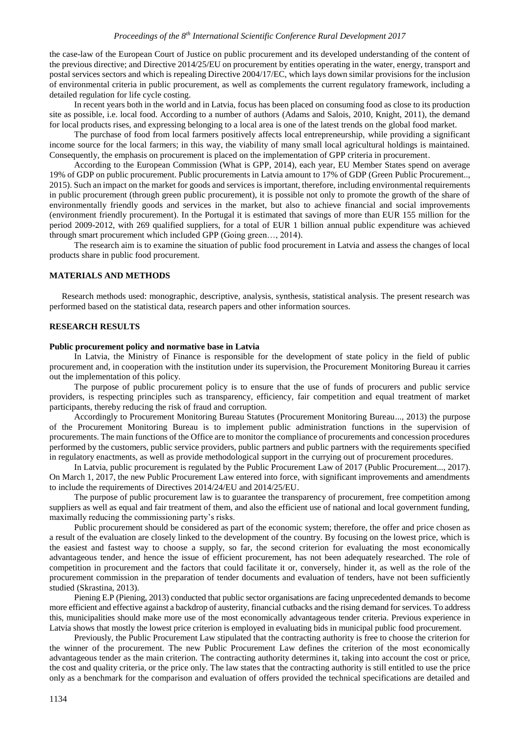the case-law of the European Court of Justice on public procurement and its developed understanding of the content of the previous directive; and Directive 2014/25/EU on procurement by entities operating in the water, energy, transport and postal services sectors and which is repealing Directive 2004/17/EC, which lays down similar provisions for the inclusion of environmental criteria in public procurement, as well as complements the current regulatory framework, including a detailed regulation for life cycle costing.

In recent years both in the world and in Latvia, focus has been placed on consuming food as close to its production site as possible, i.e. local food. According to a number of authors (Adams and Salois, 2010, Knight, 2011), the demand for local products rises, and expressing belonging to a local area is one of the latest trends on the global food market.

The purchase of food from local farmers positively affects local entrepreneurship, while providing a significant income source for the local farmers; in this way, the viability of many small local agricultural holdings is maintained. Consequently, the emphasis on procurement is placed on the implementation of GPP criteria in procurement.

According to the European Commission (What is GPP, 2014), each year, EU Member States spend on average 19% of GDP on public procurement. Public procurements in Latvia amount to 17% of GDP (Green Public Procurement.., 2015). Such an impact on the market for goods and services is important, therefore, including environmental requirements in public procurement (through green public procurement), it is possible not only to promote the growth of the share of environmentally friendly goods and services in the market, but also to achieve financial and social improvements (environment friendly procurement). In the Portugal it is estimated that savings of more than EUR 155 million for the period 2009-2012, with 269 qualified suppliers, for a total of EUR 1 billion annual public expenditure was achieved through smart procurement which included GPP (Going green…, 2014).

The research aim is to examine the situation of public food procurement in Latvia and assess the changes of local products share in public food procurement.

## MATERIALS AND METHODS

Research methods used: monographic, descriptive, analysis, synthesis, statistical analysis. The present research was performed based on the statistical data, research papers and other information sources.

## RESEARCH RESULTS

### Public procurement policy and normative base in Latvia

In Latvia, the Ministry of Finance is responsible for the development of state policy in the field of public procurement and, in cooperation with the institution under its supervision, the Procurement Monitoring Bureau it carries out the implementation of this policy.

The purpose of public procurement policy is to ensure that the use of funds of procurers and public service providers, is respecting principles such as transparency, efficiency, fair competition and equal treatment of market participants, thereby reducing the risk of fraud and corruption.

Accordingly to Procurement Monitoring Bureau Statutes (Procurement Monitoring Bureau..., 2013) the purpose of the Procurement Monitoring Bureau is to implement public administration functions in the supervision of procurements. The main functions of the Office are to monitor the compliance of procurements and concession procedures performed by the customers, public service providers, public partners and public partners with the requirements specified in regulatory enactments, as well as provide methodological support in the currying out of procurement procedures.

In Latvia, public procurement is regulated by the Public Procurement Law of 2017 (Public Procurement..., 2017). On March 1, 2017, the new Public Procurement Law entered into force, with significant improvements and amendments to include the requirements of Directives 2014/24/EU and 2014/25/EU.

The purpose of public procurement law is to guarantee the transparency of procurement, free competition among suppliers as well as equal and fair treatment of them, and also the efficient use of national and local government funding, maximally reducing the commissioning party's risks.

Public procurement should be considered as part of the economic system; therefore, the offer and price chosen as a result of the evaluation are closely linked to the development of the country. By focusing on the lowest price, which is the easiest and fastest way to choose a supply, so far, the second criterion for evaluating the most economically advantageous tender, and hence the issue of efficient procurement, has not been adequately researched. The role of competition in procurement and the factors that could facilitate it or, conversely, hinder it, as well as the role of the procurement commission in the preparation of tender documents and evaluation of tenders, have not been sufficiently studied (Skrastina, 2013).

Piening E.P (Piening, 2013) conducted that public sector organisations are facing unprecedented demands to become more efficient and effective against a backdrop of austerity, financial cutbacks and the rising demand for services. To address this, municipalities should make more use of the most economically advantageous tender criteria. Previous experience in Latvia shows that mostly the lowest price criterion is employed in evaluating bids in municipal public food procurement.

Previously, the Public Procurement Law stipulated that the contracting authority is free to choose the criterion for the winner of the procurement. The new Public Procurement Law defines the criterion of the most economically advantageous tender as the main criterion. The contracting authority determines it, taking into account the cost or price, the cost and quality criteria, or the price only. The law states that the contracting authority is still entitled to use the price only as a benchmark for the comparison and evaluation of offers provided the technical specifications are detailed and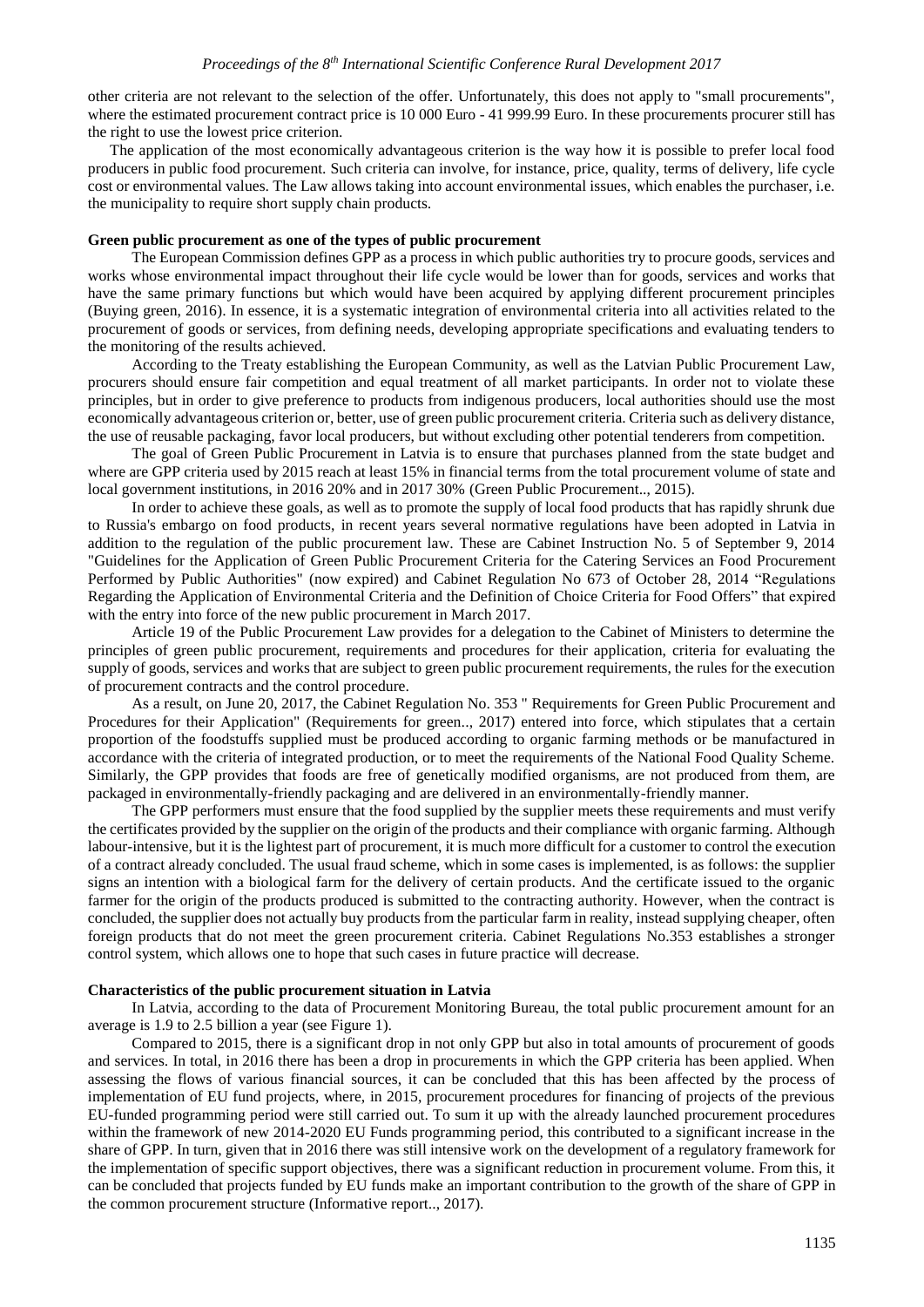other criteria are not relevant to the selection of the offer. Unfortunately, this does not apply to "small procurements", where the estimated procurement contract price is 10 000 Euro - 41 999.99 Euro. In these procurements procurer still has the right to use the lowest price criterion.

The application of the most economically advantageous criterion is the way how it is possible to prefer local food producers in public food procurement. Such criteria can involve, for instance, price, quality, terms of delivery, life cycle cost or environmental values. The Law allows taking into account environmental issues, which enables the purchaser, i.e. the municipality to require short supply chain products.

**Green public procurement as one of the types of public procurement**

The European Commission defines GPP as a process in which public authorities try to procure goods, services and works whose environmental impact throughout their life cycle would be lower than for goods, services and works that have the same primary functions but which would have been acquired by applying different procurement principles (Buying green, 2016). In essence, it is a systematic integration of environmental criteria into all activities related to the procurement of goods or services, from defining needs, developing appropriate specifications and evaluating tenders to the monitoring of the results achieved.

According to the Treaty establishing the European Community, as well as the Latvian Public Procurement Law, procurers should ensure fair competition and equal treatment of all market participants. In order not to violate these principles, but in order to give preference to products from indigenous producers, local authorities should use the most economically advantageous criterion or, better, use of green public procurement criteria. Criteria such as delivery distance, the use of reusable packaging, favor local producers, but without excluding other potential tenderers from competition.

The goal of Green Public Procurement in Latvia is to ensure that purchases planned from the state budget and where are GPP criteria used by 2015 reach at least 15% in financial terms from the total procurement volume of state and local government institutions, in 2016 20% and in 2017 30% (Green Public Procurement.., 2015).

In order to achieve these goals, as well as to promote the supply of local food products that has rapidly shrunk due to Russia's embargo on food products, in recent years several normative regulations have been adopted in Latvia in addition to the regulation of the public procurement law. These are Cabinet Instruction No. 5 of September 9, 2014 "Guidelines for the Application of Green Public Procurement Criteria for the Catering Services an Food Procurement Performed by Public Authorities" (now expired) and Cabinet Regulation No 673 of October 28, 2014 "Regulations Regarding the Application of Environmental Criteria and the Definition of Choice Criteria for Food Offers" that expired with the entry into force of the new public procurement in March 2017.

Article 19 of the Public Procurement Law provides for a delegation to the Cabinet of Ministers to determine the principles of green public procurement, requirements and procedures for their application, criteria for evaluating the supply of goods, services and works that are subject to green public procurement requirements, the rules for the execution of procurement contracts and the control procedure.

As a result, on June 20, 2017, the Cabinet Regulation No. 353 " Requirements for Green Public Procurement and Procedures for their Application" (Requirements for green.., 2017) entered into force, which stipulates that a certain proportion of the foodstuffs supplied must be produced according to organic farming methods or be manufactured in accordance with the criteria of integrated production, or to meet the requirements of the National Food Quality Scheme. Similarly, the GPP provides that foods are free of genetically modified organisms, are not produced from them, are packaged in environmentally-friendly packaging and are delivered in an environmentally-friendly manner.

The GPP performers must ensure that the food supplied by the supplier meets these requirements and must verify the certificates provided by the supplier on the origin of the products and their compliance with organic farming. Although labour-intensive, but it is the lightest part of procurement, it is much more difficult for a customer to control the execution of a contract already concluded. The usual fraud scheme, which in some cases is implemented, is as follows: the supplier signs an intention with a biological farm for the delivery of certain products. And the certificate issued to the organic farmer for the origin of the products produced is submitted to the contracting authority. However, when the contract is concluded, the supplier does not actually buy products from the particular farm in reality, instead supplying cheaper, often foreign products that do not meet the green procurement criteria. Cabinet Regulations No.353 establishes a stronger control system, which allows one to hope that such cases in future practice will decrease.

**Characteristics of the public procurement situation in Latvia**

In Latvia, according to the data of Procurement Monitoring Bureau, the total public procurement amount for an average is 1.9 to 2.5 billion a year (see Figure 1).

Compared to 2015, there is a significant drop in not only GPP but also in total amounts of procurement of goods and services. In total, in 2016 there has been a drop in procurements in which the GPP criteria has been applied. When assessing the flows of various financial sources, it can be concluded that this has been affected by the process of implementation of EU fund projects, where, in 2015, procurement procedures for financing of projects of the previous EU-funded programming period were still carried out. To sum it up with the already launched procurement procedures within the framework of new 2014-2020 EU Funds programming period, this contributed to a significant increase in the share of GPP. In turn, given that in 2016 there was still intensive work on the development of a regulatory framework for the implementation of specific support objectives, there was a significant reduction in procurement volume. From this, it can be concluded that projects funded by EU funds make an important contribution to the growth of the share of GPP in the common procurement structure (Informative report.., 2017).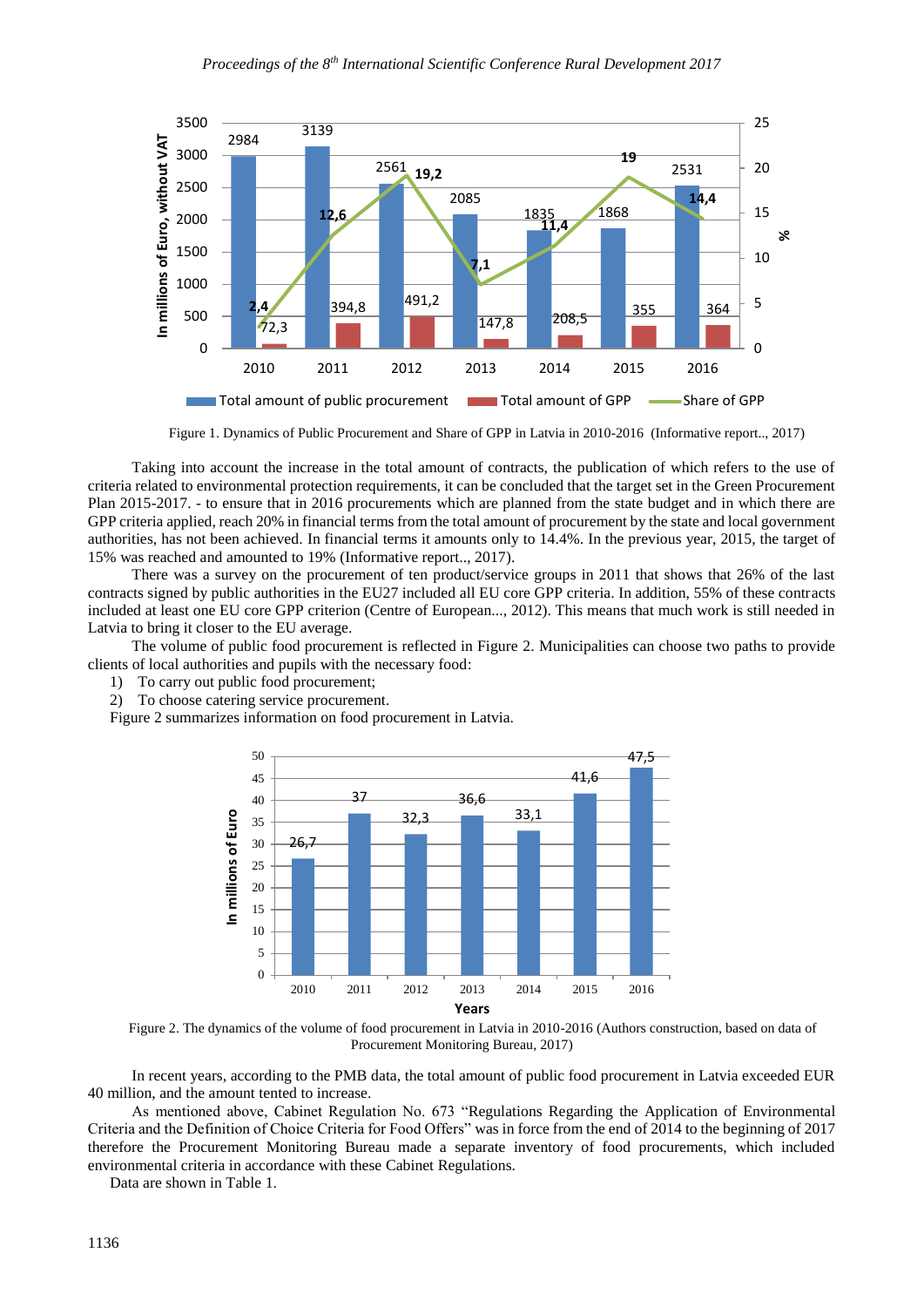3500
3000
2500
2000
1500
1000
500
0

25
20
15
10
5
0

In millions of Euro, without VAT

%

2984
3139
2561
2085
1835
1868
2531

72,3
394,8
491,2
147,8
208,5
355
364

2,4
12,6
19,2
7,1
11,4
19
14,4

2010
2011
2012
2013
2014
2015
2016

Total amount of public procurement
Total amount of GPP
Share of GPP

Figure 1. Dynamics of Public Procurement and Share of GPP in Latvia in 2010-2016 (Informative report.., 2017)

Taking into account the increase in the total amount of contracts, the publication of which refers to the use of criteria related to environmental protection requirements, it can be concluded that the target set in the Green Procurement Plan 2015-2017. - to ensure that in 2016 procurements which are planned from the state budget and in which there are GPP criteria applied, reach 20% in financial terms from the total amount of procurement by the state and local government authorities, has not been achieved. In financial terms it amounts only to 14.4%. In the previous year, 2015, the target of 15% was reached and amounted to 19% (Informative report.., 2017).

There was a survey on the procurement of ten product/service groups in 2011 that shows that 26% of the last contracts signed by public authorities in the EU27 included all EU core GPP criteria. In addition, 55% of these contracts included at least one EU core GPP criterion (Centre of European..., 2012). This means that much work is still needed in Latvia to bring it closer to the EU average.

The volume of public food procurement is reflected in Figure 2. Municipalities can choose two paths to provide clients of local authorities and pupils with the necessary food:

1) To carry out public food procurement;
2) To choose catering service procurement.

Figure 2 summarizes information on food procurement in Latvia.

50
45
40
35
30
25
20
15
10
5
0

In millions of Euro

26,7
37
32,3
36,6
33,1
41,6
47,5

2010
2011
2012
2013
2014
2015
2016

Years

Figure 2. The dynamics of the volume of food procurement in Latvia in 2010-2016 (Authors construction, based on data of Procurement Monitoring Bureau, 2017)

In recent years, according to the PMB data, the total amount of public food procurement in Latvia exceeded EUR 40 million, and the amount tented to increase.

As mentioned above, Cabinet Regulation No. 673 "Regulations Regarding the Application of Environmental Criteria and the Definition of Choice Criteria for Food Offers" was in force from the end of 2014 to the beginning of 2017 therefore the Procurement Monitoring Bureau made a separate inventory of food procurements, which included environmental criteria in accordance with these Cabinet Regulations.

Data are shown in Table 1.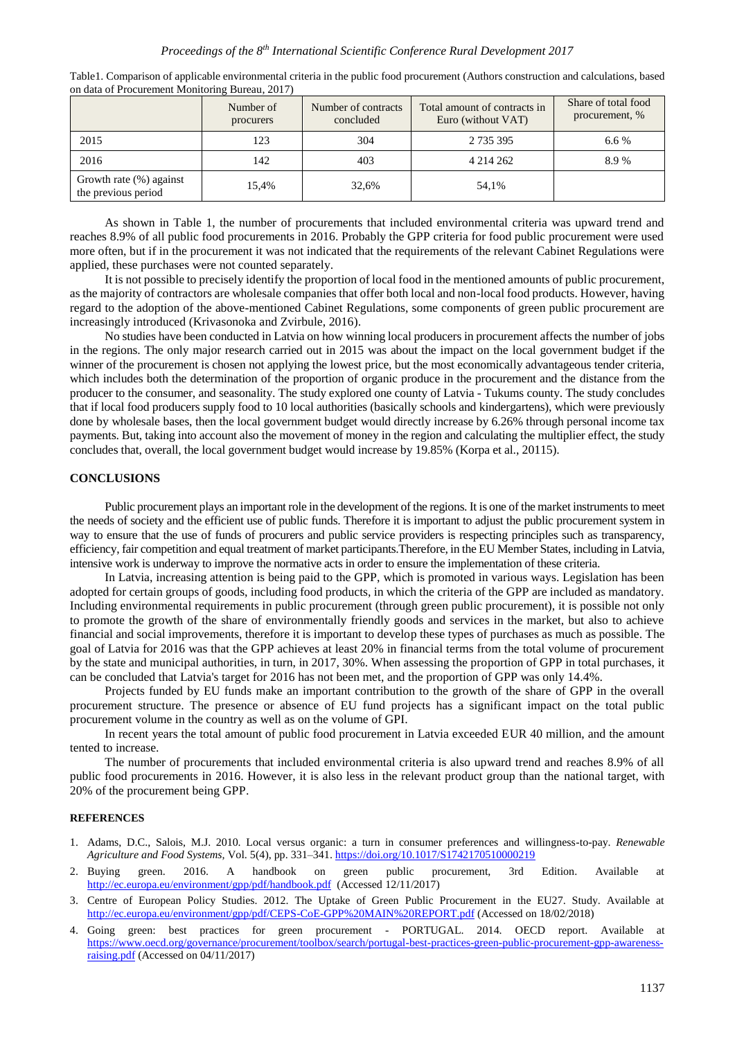Table1. Comparison of applicable environmental criteria in the public food procurement (Authors construction and calculations, based on data of Procurement Monitoring Bureau, 2017)

| | Number of procurers | Number of contracts concluded | Total amount of contracts in Euro (without VAT) | Share of total food procurement, % |
|---|---|---|---|---|
| 2015 | 123 | 304 | 2 735 395 | 6.6 % |
| 2016 | 142 | 403 | 4 214 262 | 8.9 % |
| Growth rate (%) against the previous period | 15,4% | 32,6% | 54,1% | |

As shown in Table 1, the number of procurements that included environmental criteria was upward trend and reaches 8.9% of all public food procurements in 2016. Probably the GPP criteria for food public procurement were used more often, but if in the procurement it was not indicated that the requirements of the relevant Cabinet Regulations were applied, these purchases were not counted separately.

It is not possible to precisely identify the proportion of local food in the mentioned amounts of public procurement, as the majority of contractors are wholesale companies that offer both local and non-local food products. However, having regard to the adoption of the above-mentioned Cabinet Regulations, some components of green public procurement are increasingly introduced (Krivasonoka and Zvirbule, 2016).

No studies have been conducted in Latvia on how winning local producers in procurement affects the number of jobs in the regions. The only major research carried out in 2015 was about the impact on the local government budget if the winner of the procurement is chosen not applying the lowest price, but the most economically advantageous tender criteria, which includes both the determination of the proportion of organic produce in the procurement and the distance from the producer to the consumer, and seasonality. The study explored one county of Latvia - Tukums county. The study concludes that if local food producers supply food to 10 local authorities (basically schools and kindergartens), which were previously done by wholesale bases, then the local government budget would directly increase by 6.26% through personal income tax payments. But, taking into account also the movement of money in the region and calculating the multiplier effect, the study concludes that, overall, the local government budget would increase by 19.85% (Korpa et al., 20115).

## CONCLUSIONS

Public procurement plays an important role in the development of the regions. It is one of the market instruments to meet the needs of society and the efficient use of public funds. Therefore it is important to adjust the public procurement system in way to ensure that the use of funds of procurers and public service providers is respecting principles such as transparency, efficiency, fair competition and equal treatment of market participants.Therefore, in the EU Member States, including in Latvia, intensive work is underway to improve the normative acts in order to ensure the implementation of these criteria.

In Latvia, increasing attention is being paid to the GPP, which is promoted in various ways. Legislation has been adopted for certain groups of goods, including food products, in which the criteria of the GPP are included as mandatory. Including environmental requirements in public procurement (through green public procurement), it is possible not only to promote the growth of the share of environmentally friendly goods and services in the market, but also to achieve financial and social improvements, therefore it is important to develop these types of purchases as much as possible. The goal of Latvia for 2016 was that the GPP achieves at least 20% in financial terms from the total volume of procurement by the state and municipal authorities, in turn, in 2017, 30%. When assessing the proportion of GPP in total purchases, it can be concluded that Latvia's target for 2016 has not been met, and the proportion of GPP was only 14.4%.

Projects funded by EU funds make an important contribution to the growth of the share of GPP in the overall procurement structure. The presence or absence of EU fund projects has a significant impact on the total public procurement volume in the country as well as on the volume of GPI.

In recent years the total amount of public food procurement in Latvia exceeded EUR 40 million, and the amount tented to increase.

The number of procurements that included environmental criteria is also upward trend and reaches 8.9% of all public food procurements in 2016. However, it is also less in the relevant product group than the national target, with 20% of the procurement being GPP.

## REFERENCES

1. Adams, D.C., Salois, M.J. 2010. Local versus organic: a turn in consumer preferences and willingness-to-pay. *Renewable Agriculture and Food Systems*, Vol. 5(4), pp. 331–341. https://doi.org/10.1017/S1742170510000219
2. Buying green. 2016. A handbook on green public procurement, 3rd Edition. Available at http://ec.europa.eu/environment/gpp/pdf/handbook.pdf (Accessed 12/11/2017)
3. Centre of European Policy Studies. 2012. The Uptake of Green Public Procurement in the EU27. Study. Available at http://ec.europa.eu/environment/gpp/pdf/CEPS-CoE-GPP%20MAIN%20REPORT.pdf (Accessed on 18/02/2018)
4. Going green: best practices for green procurement - PORTUGAL. 2014. OECD report. Available at https://www.oecd.org/governance/procurement/toolbox/search/portugal-best-practices-green-public-procurement-gpp-awareness-raising.pdf (Accessed on 04/11/2017)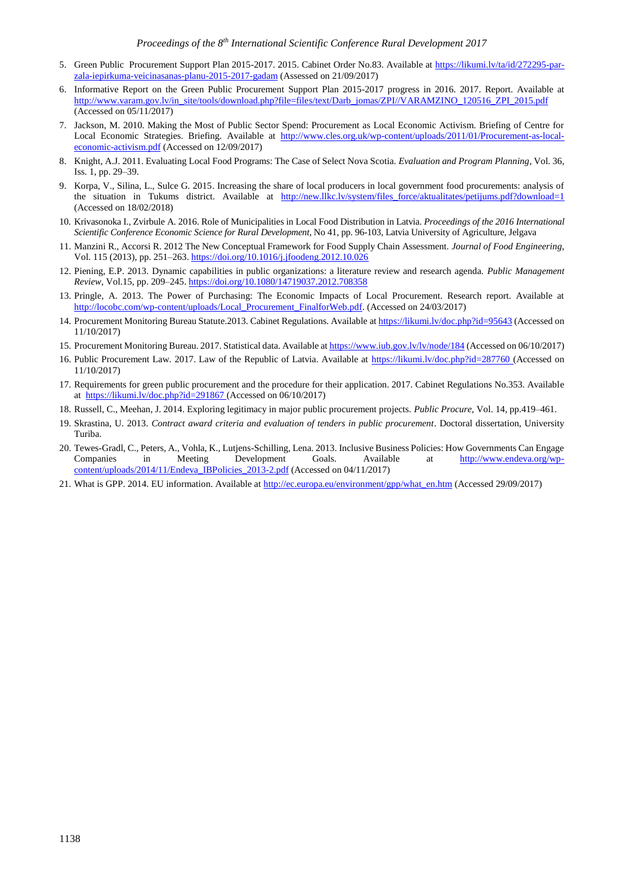5. Green Public Procurement Support Plan 2015-2017. 2015. Cabinet Order No.83. Available at https://likumi.lv/ta/id/272295-par-zala-iepirkuma-veicinasanas-planu-2015-2017-gadam (Assessed on 21/09/2017)
6. Informative Report on the Green Public Procurement Support Plan 2015-2017 progress in 2016. 2017. Report. Available at http://www.varam.gov.lv/in_site/tools/download.php?file=files/text/Darb_jomas/ZPI//VARAMZINO_120516_ZPI_2015.pdf (Accessed on 05/11/2017)
7. Jackson, M. 2010. Making the Most of Public Sector Spend: Procurement as Local Economic Activism. Briefing of Centre for Local Economic Strategies. Briefing. Available at http://www.cles.org.uk/wp-content/uploads/2011/01/Procurement-as-local-economic-activism.pdf (Accessed on 12/09/2017)
8. Knight, A.J. 2011. Evaluating Local Food Programs: The Case of Select Nova Scotia. *Evaluation and Program Planning*, Vol. 36, Iss. 1, pp. 29–39.
9. Korpa, V., Silina, L., Sulce G. 2015. Increasing the share of local producers in local government food procurements: analysis of the situation in Tukums district. Available at http://new.llkc.lv/system/files_force/aktualitates/petijums.pdf?download=1 (Accessed on 18/02/2018)
10. Krivasonoka I., Zvirbule A. 2016. Role of Municipalities in Local Food Distribution in Latvia. *Proceedings of the 2016 International Scientific Conference Economic Science for Rural Development*, No 41, pp. 96-103, Latvia University of Agriculture, Jelgava
11. Manzini R., Accorsi R. 2012 The New Conceptual Framework for Food Supply Chain Assessment. *Journal of Food Engineering*, Vol. 115 (2013), pp. 251–263. https://doi.org/10.1016/j.jfoodeng.2012.10.026
12. Piening, E.P. 2013. Dynamic capabilities in public organizations: a literature review and research agenda. *Public Management Review*, Vol.15, pp. 209–245. https://doi.org/10.1080/14719037.2012.708358
13. Pringle, A. 2013. The Power of Purchasing: The Economic Impacts of Local Procurement. Research report. Available at http://locobc.com/wp-content/uploads/Local_Procurement_FinalforWeb.pdf. (Accessed on 24/03/2017)
14. Procurement Monitoring Bureau Statute.2013. Cabinet Regulations. Available at https://likumi.lv/doc.php?id=95643 (Accessed on 11/10/2017)
15. Procurement Monitoring Bureau. 2017. Statistical data. Available at https://www.iub.gov.lv/lv/node/184 (Accessed on 06/10/2017)
16. Public Procurement Law. 2017. Law of the Republic of Latvia. Available at https://likumi.lv/doc.php?id=287760 (Accessed on 11/10/2017)
17. Requirements for green public procurement and the procedure for their application. 2017. Cabinet Regulations No.353. Available at https://likumi.lv/doc.php?id=291867 (Accessed on 06/10/2017)
18. Russell, C., Meehan, J. 2014. Exploring legitimacy in major public procurement projects. *Public Procure*, Vol. 14, pp.419–461.
19. Skrastina, U. 2013. *Contract award criteria and evaluation of tenders in public procurement*. Doctoral dissertation, University Turiba.
20. Tewes-Gradl, C., Peters, A., Vohla, K., Lutjens-Schilling, Lena. 2013. Inclusive Business Policies: How Governments Can Engage Companies in Meeting Development Goals. Available at http://www.endeva.org/wp-content/uploads/2014/11/Endeva_IBPolicies_2013-2.pdf (Accessed on 04/11/2017)
21. What is GPP. 2014. EU information. Available at http://ec.europa.eu/environment/gpp/what_en.htm (Accessed 29/09/2017)